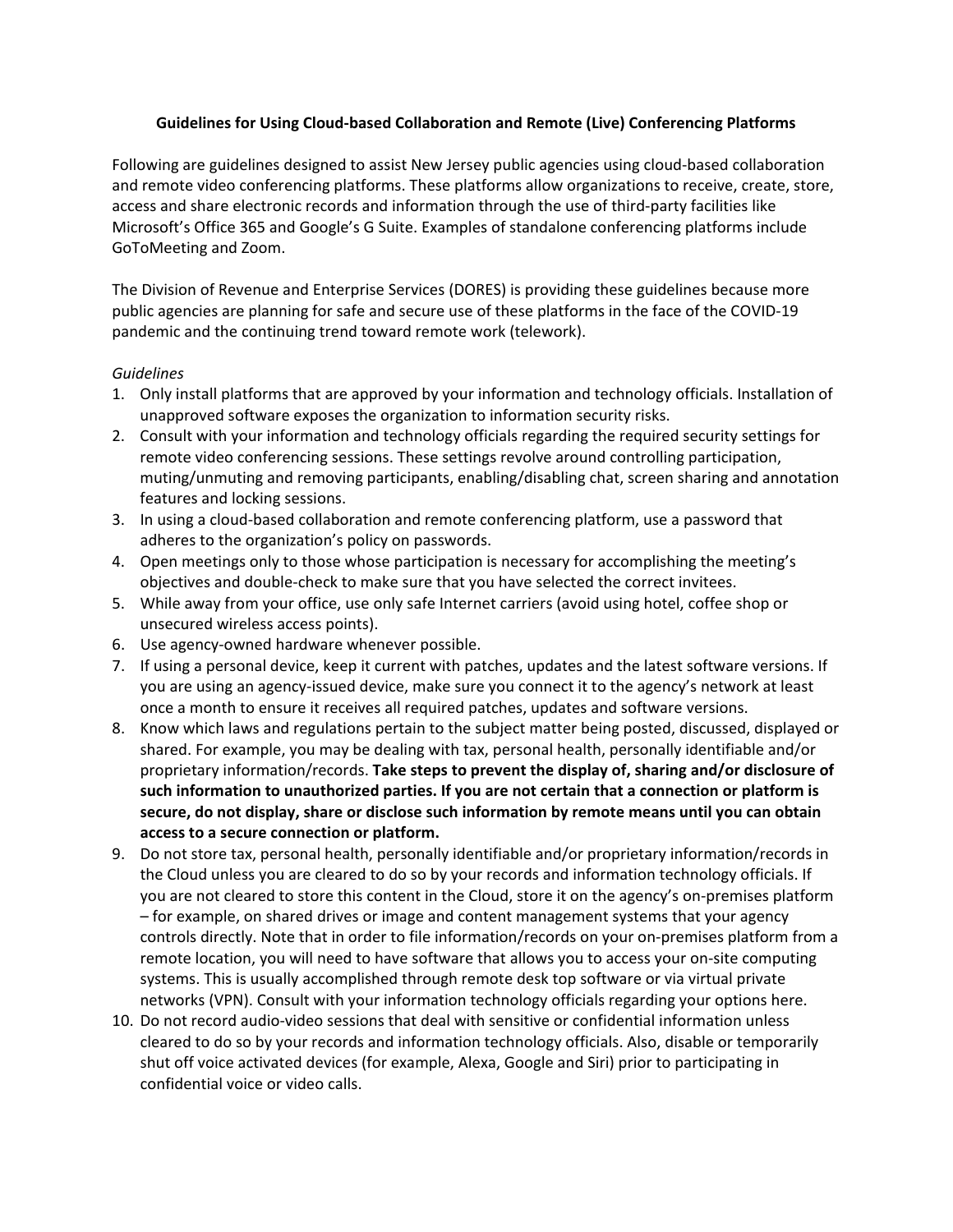**Guidelines for Using Cloud-based Collaboration and Remote (Live) Conferencing Platforms**

Following are guidelines designed to assist New Jersey public agencies using cloud-based collaboration and remote video conferencing platforms. These platforms allow organizations to receive, create, store, access and share electronic records and information through the use of third-party facilities like Microsoft's Office 365 and Google's G Suite. Examples of standalone conferencing platforms include GoToMeeting and Zoom.

The Division of Revenue and Enterprise Services (DORES) is providing these guidelines because more public agencies are planning for safe and secure use of these platforms in the face of the COVID-19 pandemic and the continuing trend toward remote work (telework).

*Guidelines*

1. Only install platforms that are approved by your information and technology officials. Installation of unapproved software exposes the organization to information security risks.
2. Consult with your information and technology officials regarding the required security settings for remote video conferencing sessions. These settings revolve around controlling participation, muting/unmuting and removing participants, enabling/disabling chat, screen sharing and annotation features and locking sessions.
3. In using a cloud-based collaboration and remote conferencing platform, use a password that adheres to the organization's policy on passwords.
4. Open meetings only to those whose participation is necessary for accomplishing the meeting's objectives and double-check to make sure that you have selected the correct invitees.
5. While away from your office, use only safe Internet carriers (avoid using hotel, coffee shop or unsecured wireless access points).
6. Use agency-owned hardware whenever possible.
7. If using a personal device, keep it current with patches, updates and the latest software versions. If you are using an agency-issued device, make sure you connect it to the agency's network at least once a month to ensure it receives all required patches, updates and software versions.
8. Know which laws and regulations pertain to the subject matter being posted, discussed, displayed or shared. For example, you may be dealing with tax, personal health, personally identifiable and/or proprietary information/records. **Take steps to prevent the display of, sharing and/or disclosure of such information to unauthorized parties. If you are not certain that a connection or platform is secure, do not display, share or disclose such information by remote means until you can obtain access to a secure connection or platform.**
9. Do not store tax, personal health, personally identifiable and/or proprietary information/records in the Cloud unless you are cleared to do so by your records and information technology officials. If you are not cleared to store this content in the Cloud, store it on the agency's on-premises platform – for example, on shared drives or image and content management systems that your agency controls directly. Note that in order to file information/records on your on-premises platform from a remote location, you will need to have software that allows you to access your on-site computing systems. This is usually accomplished through remote desk top software or via virtual private networks (VPN). Consult with your information technology officials regarding your options here.
10. Do not record audio-video sessions that deal with sensitive or confidential information unless cleared to do so by your records and information technology officials. Also, disable or temporarily shut off voice activated devices (for example, Alexa, Google and Siri) prior to participating in confidential voice or video calls.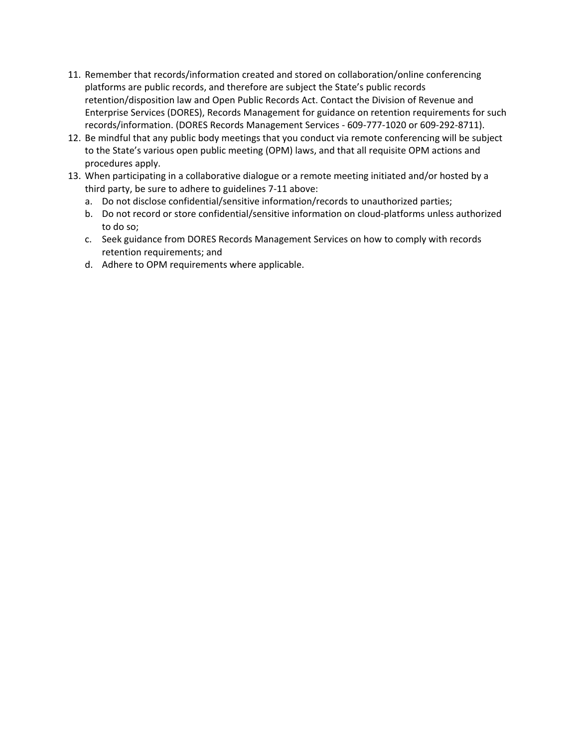11. Remember that records/information created and stored on collaboration/online conferencing platforms are public records, and therefore are subject the State's public records retention/disposition law and Open Public Records Act. Contact the Division of Revenue and Enterprise Services (DORES), Records Management for guidance on retention requirements for such records/information. (DORES Records Management Services - 609-777-1020 or 609-292-8711).
12. Be mindful that any public body meetings that you conduct via remote conferencing will be subject to the State's various open public meeting (OPM) laws, and that all requisite OPM actions and procedures apply.
13. When participating in a collaborative dialogue or a remote meeting initiated and/or hosted by a third party, be sure to adhere to guidelines 7-11 above:
    a. Do not disclose confidential/sensitive information/records to unauthorized parties;
    b. Do not record or store confidential/sensitive information on cloud-platforms unless authorized to do so;
    c. Seek guidance from DORES Records Management Services on how to comply with records retention requirements; and
    d. Adhere to OPM requirements where applicable.